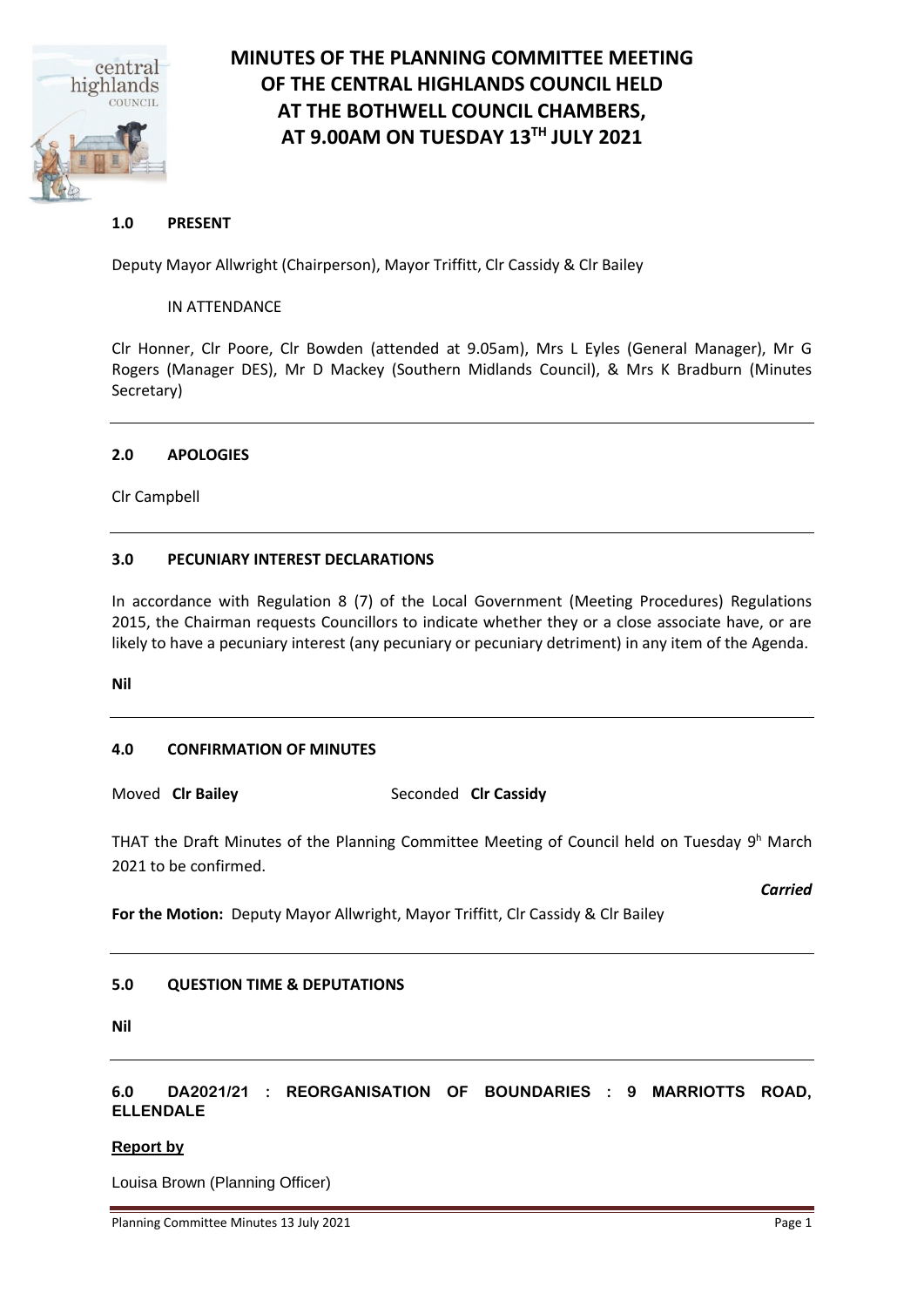# MINUTES OF THE PLANNING COMMITTEE MEETING OF THE CENTRAL HIGHLANDS COUNCIL HELD AT THE BOTHWELL COUNCIL CHAMBERS, AT 9.00AM ON TUESDAY 13TH JULY 2021

## 1.0 PRESENT

Deputy Mayor Allwright (Chairperson), Mayor Triffitt, Clr Cassidy & Clr Bailey

IN ATTENDANCE

Clr Honner, Clr Poore, Clr Bowden (attended at 9.05am), Mrs L Eyles (General Manager), Mr G Rogers (Manager DES), Mr D Mackey (Southern Midlands Council), & Mrs K Bradburn (Minutes Secretary)

## 2.0 APOLOGIES

Clr Campbell

## 3.0 PECUNIARY INTEREST DECLARATIONS

In accordance with Regulation 8 (7) of the Local Government (Meeting Procedures) Regulations 2015, the Chairman requests Councillors to indicate whether they or a close associate have, or are likely to have a pecuniary interest (any pecuniary or pecuniary detriment) in any item of the Agenda.

**Nil**

## 4.0 CONFIRMATION OF MINUTES

Moved **Clr Bailey** Seconded **Clr Cassidy**

THAT the Draft Minutes of the Planning Committee Meeting of Council held on Tuesday 9h March 2021 to be confirmed.

***Carried***

**For the Motion:** Deputy Mayor Allwright, Mayor Triffitt, Clr Cassidy & Clr Bailey

## 5.0 QUESTION TIME & DEPUTATIONS

**Nil**

## 6.0 DA2021/21 : REORGANISATION OF BOUNDARIES : 9 MARRIOTTS ROAD, ELLENDALE

**Report by**

Louisa Brown (Planning Officer)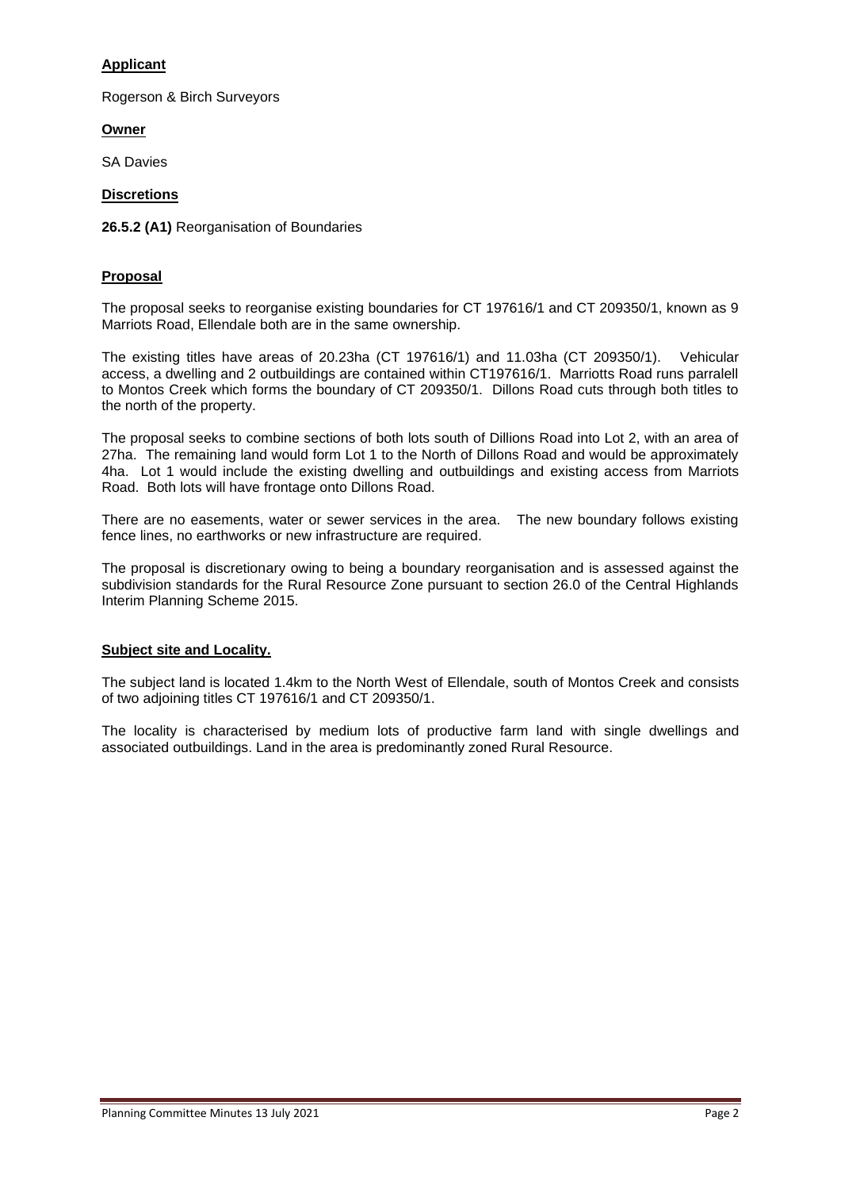**Applicant**

Rogerson & Birch Surveyors

**Owner**

SA Davies

**Discretions**

**26.5.2 (A1)** Reorganisation of Boundaries

**Proposal**

The proposal seeks to reorganise existing boundaries for CT 197616/1 and CT 209350/1, known as 9 Marriots Road, Ellendale both are in the same ownership.

The existing titles have areas of 20.23ha (CT 197616/1) and 11.03ha (CT 209350/1). Vehicular access, a dwelling and 2 outbuildings are contained within CT197616/1. Marriotts Road runs parralell to Montos Creek which forms the boundary of CT 209350/1. Dillons Road cuts through both titles to the north of the property.

The proposal seeks to combine sections of both lots south of Dillions Road into Lot 2, with an area of 27ha. The remaining land would form Lot 1 to the North of Dillons Road and would be approximately 4ha. Lot 1 would include the existing dwelling and outbuildings and existing access from Marriots Road. Both lots will have frontage onto Dillons Road.

There are no easements, water or sewer services in the area. The new boundary follows existing fence lines, no earthworks or new infrastructure are required.

The proposal is discretionary owing to being a boundary reorganisation and is assessed against the subdivision standards for the Rural Resource Zone pursuant to section 26.0 of the Central Highlands Interim Planning Scheme 2015.

**Subject site and Locality.**

The subject land is located 1.4km to the North West of Ellendale, south of Montos Creek and consists of two adjoining titles CT 197616/1 and CT 209350/1.

The locality is characterised by medium lots of productive farm land with single dwellings and associated outbuildings. Land in the area is predominantly zoned Rural Resource.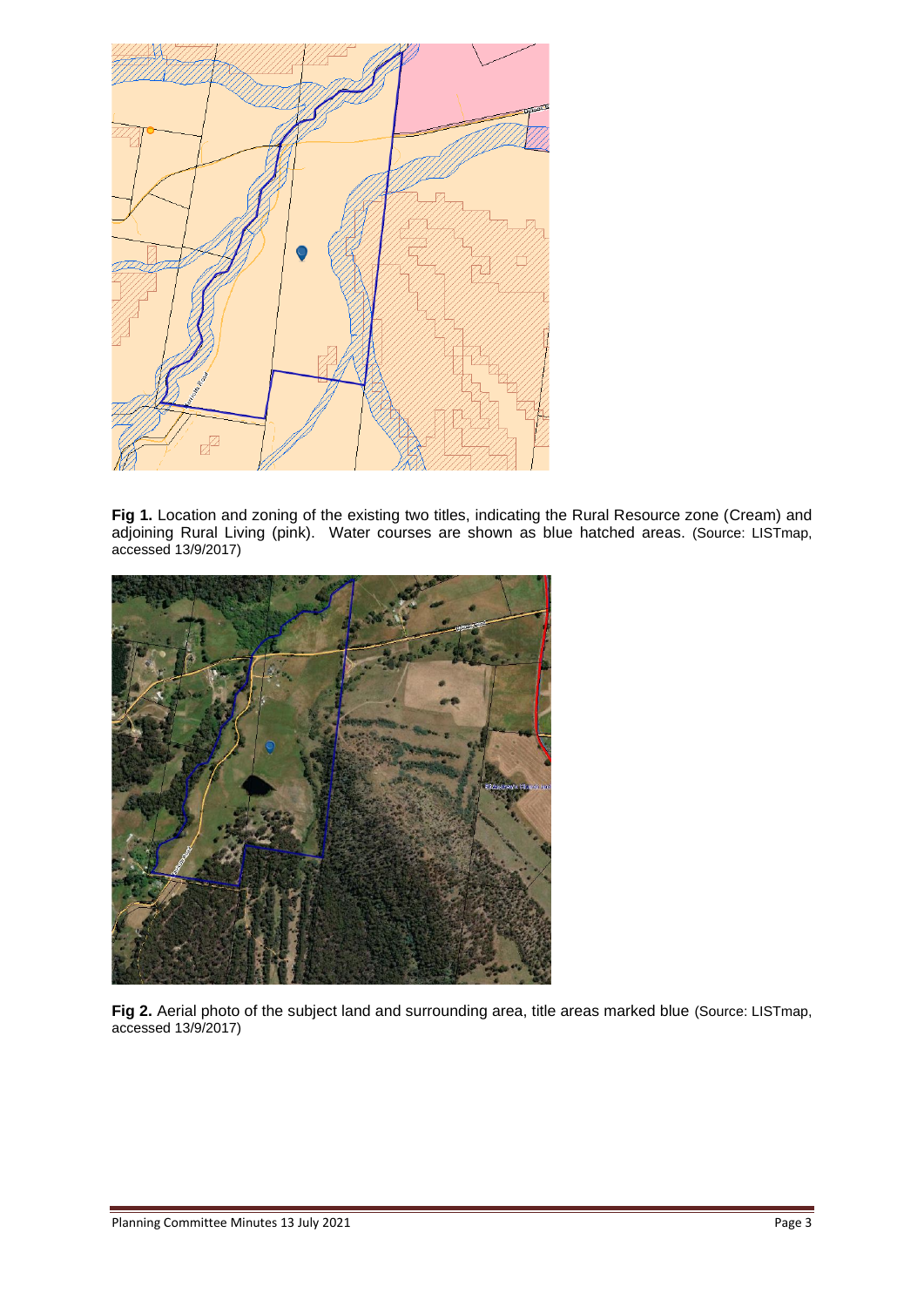**Fig 1.** Location and zoning of the existing two titles, indicating the Rural Resource zone (Cream) and adjoining Rural Living (pink). Water courses are shown as blue hatched areas. (Source: LISTmap, accessed 13/9/2017)

**Fig 2.** Aerial photo of the subject land and surrounding area, title areas marked blue (Source: LISTmap, accessed 13/9/2017)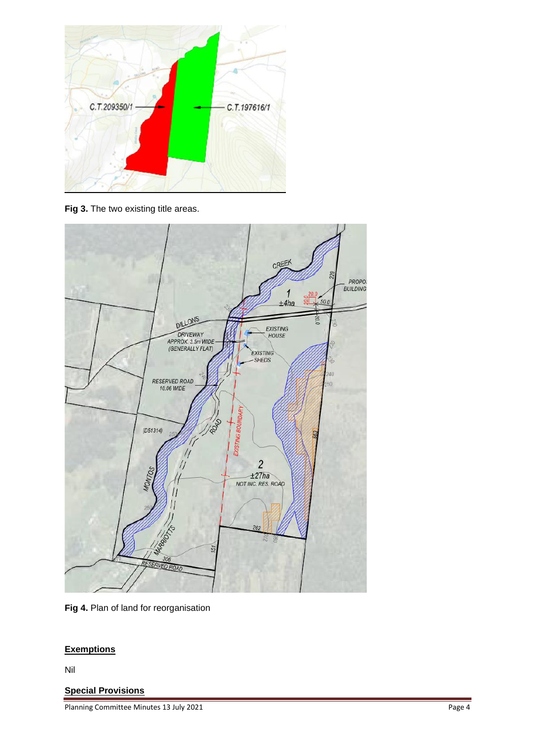Fig 3. The two existing title areas.

Fig 4. Plan of land for reorganisation

## Exemptions

Nil

## Special Provisions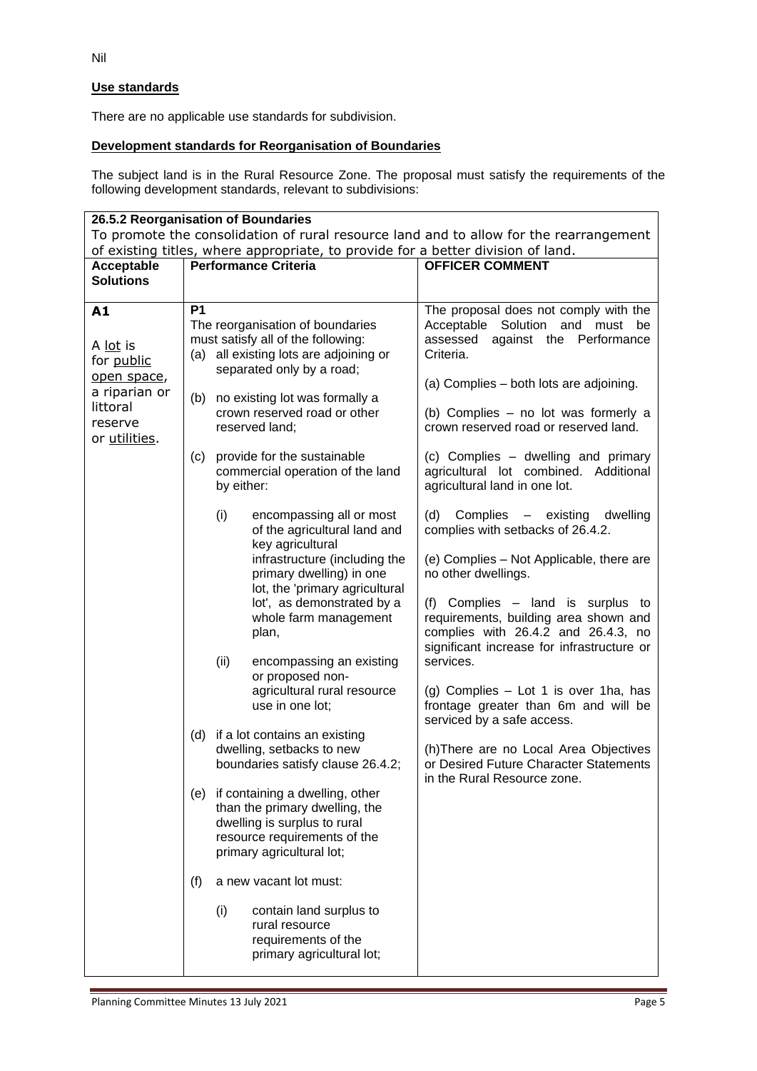Nil

**Use standards**

There are no applicable use standards for subdivision.

**Development standards for Reorganisation of Boundaries**

The subject land is in the Rural Resource Zone. The proposal must satisfy the requirements of the following development standards, relevant to subdivisions:

| **26.5.2 Reorganisation of Boundaries**<br>To promote the consolidation of rural resource land and to allow for the rearrangement of existing titles, where appropriate, to provide for a better division of land. | | |
|---|---|---|
| **Acceptable Solutions** | **Performance Criteria** | **OFFICER COMMENT** |
| **A1**<br><br>A lot is for public open space, a riparian or littoral reserve or utilities. | **P1**<br>The reorganisation of boundaries must satisfy all of the following:<br>(a) all existing lots are adjoining or separated only by a road;<br><br>(b) no existing lot was formally a crown reserved road or other reserved land;<br><br>(c) provide for the sustainable commercial operation of the land by either:<br><br>(i) encompassing all or most of the agricultural land and key agricultural infrastructure (including the primary dwelling) in one lot, the 'primary agricultural lot', as demonstrated by a whole farm management plan,<br><br>(ii) encompassing an existing or proposed non-agricultural rural resource use in one lot;<br><br>(d) if a lot contains an existing dwelling, setbacks to new boundaries satisfy clause 26.4.2;<br><br>(e) if containing a dwelling, other than the primary dwelling, the dwelling is surplus to rural resource requirements of the primary agricultural lot;<br><br>(f) a new vacant lot must:<br><br>(i) contain land surplus to rural resource requirements of the primary agricultural lot; | The proposal does not comply with the Acceptable Solution and must be assessed against the Performance Criteria.<br><br>(a) Complies – both lots are adjoining.<br><br>(b) Complies – no lot was formerly a crown reserved road or reserved land.<br><br>(c) Complies – dwelling and primary agricultural lot combined. Additional agricultural land in one lot.<br><br>(d) Complies – existing dwelling complies with setbacks of 26.4.2.<br><br>(e) Complies – Not Applicable, there are no other dwellings.<br><br>(f) Complies – land is surplus to requirements, building area shown and complies with 26.4.2 and 26.4.3, no significant increase for infrastructure or services.<br><br>(g) Complies – Lot 1 is over 1ha, has frontage greater than 6m and will be serviced by a safe access.<br><br>(h)There are no Local Area Objectives or Desired Future Character Statements in the Rural Resource zone. |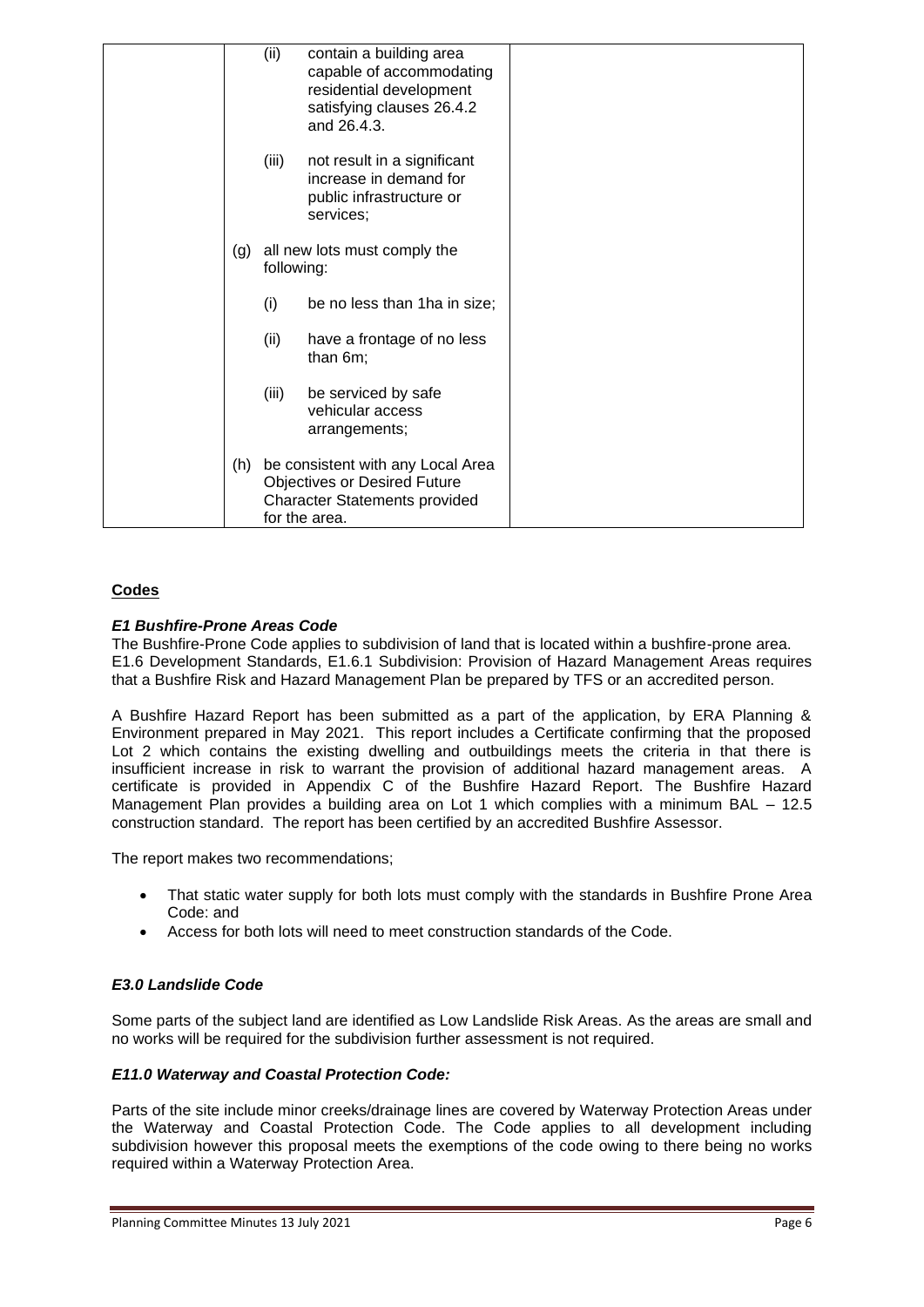| | |
|---|---|
| (ii) contain a building area capable of accommodating residential development satisfying clauses 26.4.2 and 26.4.3.<br><br>(iii) not result in a significant increase in demand for public infrastructure or services;<br><br>(g) all new lots must comply the following:<br><br>(i) be no less than 1ha in size;<br><br>(ii) have a frontage of no less than 6m;<br><br>(iii) be serviced by safe vehicular access arrangements;<br><br>(h) be consistent with any Local Area Objectives or Desired Future Character Statements provided for the area. | |

## Codes

### *E1 Bushfire-Prone Areas Code*

The Bushfire-Prone Code applies to subdivision of land that is located within a bushfire-prone area. E1.6 Development Standards, E1.6.1 Subdivision: Provision of Hazard Management Areas requires that a Bushfire Risk and Hazard Management Plan be prepared by TFS or an accredited person.

A Bushfire Hazard Report has been submitted as a part of the application, by ERA Planning & Environment prepared in May 2021. This report includes a Certificate confirming that the proposed Lot 2 which contains the existing dwelling and outbuildings meets the criteria in that there is insufficient increase in risk to warrant the provision of additional hazard management areas. A certificate is provided in Appendix C of the Bushfire Hazard Report. The Bushfire Hazard Management Plan provides a building area on Lot 1 which complies with a minimum BAL – 12.5 construction standard. The report has been certified by an accredited Bushfire Assessor.

The report makes two recommendations;

- That static water supply for both lots must comply with the standards in Bushfire Prone Area Code: and
- Access for both lots will need to meet construction standards of the Code.

### *E3.0 Landslide Code*

Some parts of the subject land are identified as Low Landslide Risk Areas. As the areas are small and no works will be required for the subdivision further assessment is not required.

### *E11.0 Waterway and Coastal Protection Code:*

Parts of the site include minor creeks/drainage lines are covered by Waterway Protection Areas under the Waterway and Coastal Protection Code. The Code applies to all development including subdivision however this proposal meets the exemptions of the code owing to there being no works required within a Waterway Protection Area.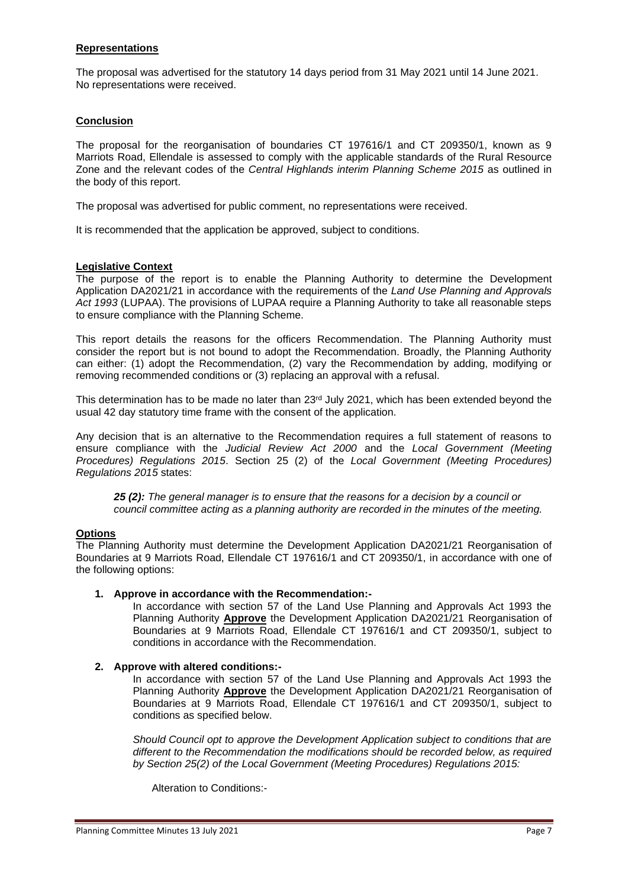**Representations**

The proposal was advertised for the statutory 14 days period from 31 May 2021 until 14 June 2021. No representations were received.

**Conclusion**

The proposal for the reorganisation of boundaries CT 197616/1 and CT 209350/1, known as 9 Marriots Road, Ellendale is assessed to comply with the applicable standards of the Rural Resource Zone and the relevant codes of the *Central Highlands interim Planning Scheme 2015* as outlined in the body of this report.

The proposal was advertised for public comment, no representations were received.

It is recommended that the application be approved, subject to conditions.

**Legislative Context**

The purpose of the report is to enable the Planning Authority to determine the Development Application DA2021/21 in accordance with the requirements of the *Land Use Planning and Approvals Act 1993* (LUPAA). The provisions of LUPAA require a Planning Authority to take all reasonable steps to ensure compliance with the Planning Scheme.

This report details the reasons for the officers Recommendation. The Planning Authority must consider the report but is not bound to adopt the Recommendation. Broadly, the Planning Authority can either: (1) adopt the Recommendation, (2) vary the Recommendation by adding, modifying or removing recommended conditions or (3) replacing an approval with a refusal.

This determination has to be made no later than 23rd July 2021, which has been extended beyond the usual 42 day statutory time frame with the consent of the application.

Any decision that is an alternative to the Recommendation requires a full statement of reasons to ensure compliance with the *Judicial Review Act 2000* and the *Local Government (Meeting Procedures) Regulations 2015*. Section 25 (2) of the *Local Government (Meeting Procedures) Regulations 2015* states:

> ***25 (2):*** *The general manager is to ensure that the reasons for a decision by a council or council committee acting as a planning authority are recorded in the minutes of the meeting.*

**Options**

The Planning Authority must determine the Development Application DA2021/21 Reorganisation of Boundaries at 9 Marriots Road, Ellendale CT 197616/1 and CT 209350/1, in accordance with one of the following options:

1. **Approve in accordance with the Recommendation:-**

   In accordance with section 57 of the Land Use Planning and Approvals Act 1993 the Planning Authority **Approve** the Development Application DA2021/21 Reorganisation of Boundaries at 9 Marriots Road, Ellendale CT 197616/1 and CT 209350/1, subject to conditions in accordance with the Recommendation.

2. **Approve with altered conditions:-**

   In accordance with section 57 of the Land Use Planning and Approvals Act 1993 the Planning Authority **Approve** the Development Application DA2021/21 Reorganisation of Boundaries at 9 Marriots Road, Ellendale CT 197616/1 and CT 209350/1, subject to conditions as specified below.

   *Should Council opt to approve the Development Application subject to conditions that are different to the Recommendation the modifications should be recorded below, as required by Section 25(2) of the Local Government (Meeting Procedures) Regulations 2015:*

   Alteration to Conditions:-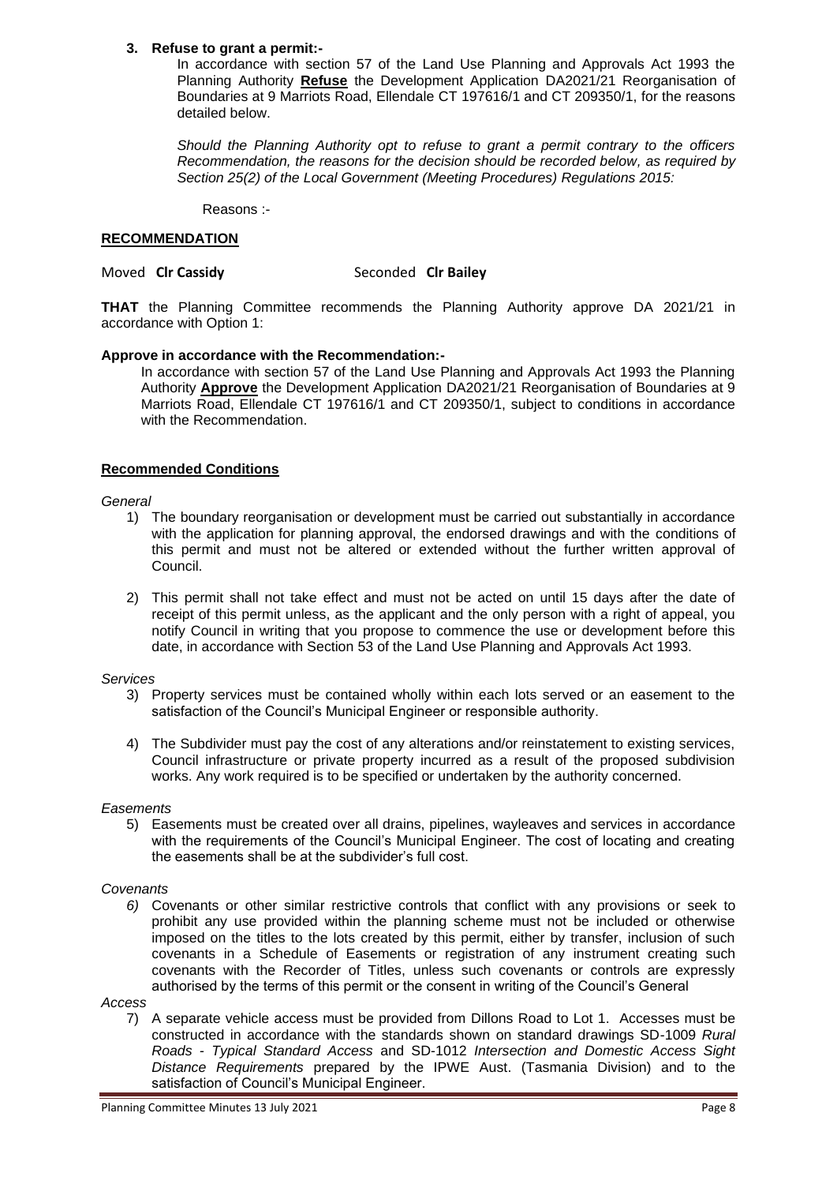**3. Refuse to grant a permit:-**

In accordance with section 57 of the Land Use Planning and Approvals Act 1993 the Planning Authority **Refuse** the Development Application DA2021/21 Reorganisation of Boundaries at 9 Marriots Road, Ellendale CT 197616/1 and CT 209350/1, for the reasons detailed below.

*Should the Planning Authority opt to refuse to grant a permit contrary to the officers Recommendation, the reasons for the decision should be recorded below, as required by Section 25(2) of the Local Government (Meeting Procedures) Regulations 2015:*

Reasons :-

## RECOMMENDATION

Moved **Clr Cassidy** Seconded **Clr Bailey**

**THAT** the Planning Committee recommends the Planning Authority approve DA 2021/21 in accordance with Option 1:

**Approve in accordance with the Recommendation:-**

In accordance with section 57 of the Land Use Planning and Approvals Act 1993 the Planning Authority **Approve** the Development Application DA2021/21 Reorganisation of Boundaries at 9 Marriots Road, Ellendale CT 197616/1 and CT 209350/1, subject to conditions in accordance with the Recommendation.

## Recommended Conditions

*General*

1) The boundary reorganisation or development must be carried out substantially in accordance with the application for planning approval, the endorsed drawings and with the conditions of this permit and must not be altered or extended without the further written approval of Council.

2) This permit shall not take effect and must not be acted on until 15 days after the date of receipt of this permit unless, as the applicant and the only person with a right of appeal, you notify Council in writing that you propose to commence the use or development before this date, in accordance with Section 53 of the Land Use Planning and Approvals Act 1993.

*Services*

3) Property services must be contained wholly within each lots served or an easement to the satisfaction of the Council's Municipal Engineer or responsible authority.

4) The Subdivider must pay the cost of any alterations and/or reinstatement to existing services, Council infrastructure or private property incurred as a result of the proposed subdivision works. Any work required is to be specified or undertaken by the authority concerned.

*Easements*

5) Easements must be created over all drains, pipelines, wayleaves and services in accordance with the requirements of the Council's Municipal Engineer. The cost of locating and creating the easements shall be at the subdivider's full cost.

*Covenants*

*6)* Covenants or other similar restrictive controls that conflict with any provisions or seek to prohibit any use provided within the planning scheme must not be included or otherwise imposed on the titles to the lots created by this permit, either by transfer, inclusion of such covenants in a Schedule of Easements or registration of any instrument creating such covenants with the Recorder of Titles, unless such covenants or controls are expressly authorised by the terms of this permit or the consent in writing of the Council's General

*Access*

7) A separate vehicle access must be provided from Dillons Road to Lot 1. Accesses must be constructed in accordance with the standards shown on standard drawings SD-1009 *Rural Roads - Typical Standard Access* and SD-1012 *Intersection and Domestic Access Sight Distance Requirements* prepared by the IPWE Aust. (Tasmania Division) and to the satisfaction of Council's Municipal Engineer.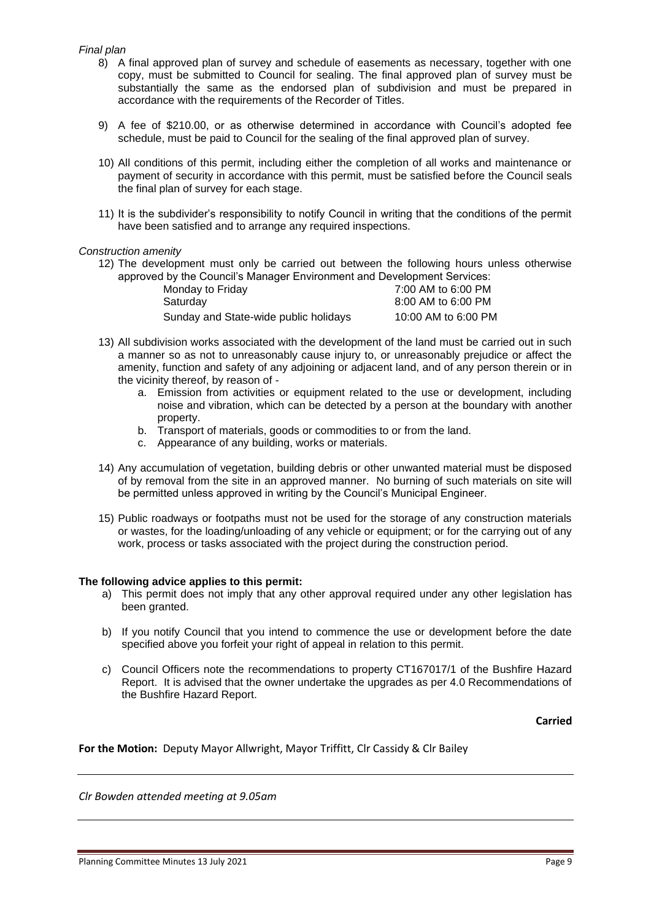*Final plan*

8) A final approved plan of survey and schedule of easements as necessary, together with one copy, must be submitted to Council for sealing. The final approved plan of survey must be substantially the same as the endorsed plan of subdivision and must be prepared in accordance with the requirements of the Recorder of Titles.

9) A fee of $210.00, or as otherwise determined in accordance with Council's adopted fee schedule, must be paid to Council for the sealing of the final approved plan of survey.

10) All conditions of this permit, including either the completion of all works and maintenance or payment of security in accordance with this permit, must be satisfied before the Council seals the final plan of survey for each stage.

11) It is the subdivider's responsibility to notify Council in writing that the conditions of the permit have been satisfied and to arrange any required inspections.

*Construction amenity*

12) The development must only be carried out between the following hours unless otherwise approved by the Council's Manager Environment and Development Services:

| | |
|---|---|
| Monday to Friday | 7:00 AM to 6:00 PM |
| Saturday | 8:00 AM to 6:00 PM |
| Sunday and State-wide public holidays | 10:00 AM to 6:00 PM |

13) All subdivision works associated with the development of the land must be carried out in such a manner so as not to unreasonably cause injury to, or unreasonably prejudice or affect the amenity, function and safety of any adjoining or adjacent land, and of any person therein or in the vicinity thereof, by reason of -
    a. Emission from activities or equipment related to the use or development, including noise and vibration, which can be detected by a person at the boundary with another property.
    b. Transport of materials, goods or commodities to or from the land.
    c. Appearance of any building, works or materials.

14) Any accumulation of vegetation, building debris or other unwanted material must be disposed of by removal from the site in an approved manner. No burning of such materials on site will be permitted unless approved in writing by the Council's Municipal Engineer.

15) Public roadways or footpaths must not be used for the storage of any construction materials or wastes, for the loading/unloading of any vehicle or equipment; or for the carrying out of any work, process or tasks associated with the project during the construction period.

**The following advice applies to this permit:**

a) This permit does not imply that any other approval required under any other legislation has been granted.

b) If you notify Council that you intend to commence the use or development before the date specified above you forfeit your right of appeal in relation to this permit.

c) Council Officers note the recommendations to property CT167017/1 of the Bushfire Hazard Report. It is advised that the owner undertake the upgrades as per 4.0 Recommendations of the Bushfire Hazard Report.

**Carried**

**For the Motion:** Deputy Mayor Allwright, Mayor Triffitt, Clr Cassidy & Clr Bailey

---

*Clr Bowden attended meeting at 9.05am*

---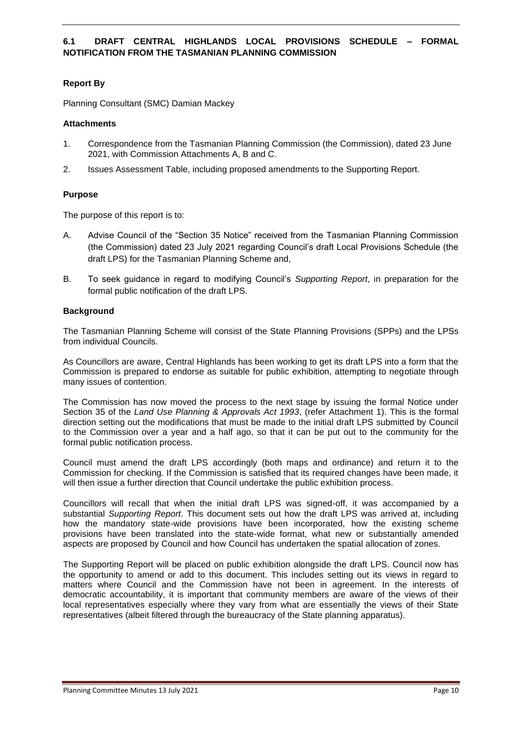### 6.1 DRAFT CENTRAL HIGHLANDS LOCAL PROVISIONS SCHEDULE – FORMAL NOTIFICATION FROM THE TASMANIAN PLANNING COMMISSION

**Report By**

Planning Consultant (SMC) Damian Mackey

**Attachments**

1. Correspondence from the Tasmanian Planning Commission (the Commission), dated 23 June 2021, with Commission Attachments A, B and C.
2. Issues Assessment Table, including proposed amendments to the Supporting Report.

**Purpose**

The purpose of this report is to:

A. Advise Council of the "Section 35 Notice" received from the Tasmanian Planning Commission (the Commission) dated 23 July 2021 regarding Council's draft Local Provisions Schedule (the draft LPS) for the Tasmanian Planning Scheme and,

B. To seek guidance in regard to modifying Council's *Supporting Report*, in preparation for the formal public notification of the draft LPS.

**Background**

The Tasmanian Planning Scheme will consist of the State Planning Provisions (SPPs) and the LPSs from individual Councils.

As Councillors are aware, Central Highlands has been working to get its draft LPS into a form that the Commission is prepared to endorse as suitable for public exhibition, attempting to negotiate through many issues of contention.

The Commission has now moved the process to the next stage by issuing the formal Notice under Section 35 of the *Land Use Planning & Approvals Act 1993*, (refer Attachment 1). This is the formal direction setting out the modifications that must be made to the initial draft LPS submitted by Council to the Commission over a year and a half ago, so that it can be put out to the community for the formal public notification process.

Council must amend the draft LPS accordingly (both maps and ordinance) and return it to the Commission for checking. If the Commission is satisfied that its required changes have been made, it will then issue a further direction that Council undertake the public exhibition process.

Councillors will recall that when the initial draft LPS was signed-off, it was accompanied by a substantial *Supporting Report*. This document sets out how the draft LPS was arrived at, including how the mandatory state-wide provisions have been incorporated, how the existing scheme provisions have been translated into the state-wide format, what new or substantially amended aspects are proposed by Council and how Council has undertaken the spatial allocation of zones.

The Supporting Report will be placed on public exhibition alongside the draft LPS. Council now has the opportunity to amend or add to this document. This includes setting out its views in regard to matters where Council and the Commission have not been in agreement. In the interests of democratic accountability, it is important that community members are aware of the views of their local representatives especially where they vary from what are essentially the views of their State representatives (albeit filtered through the bureaucracy of the State planning apparatus).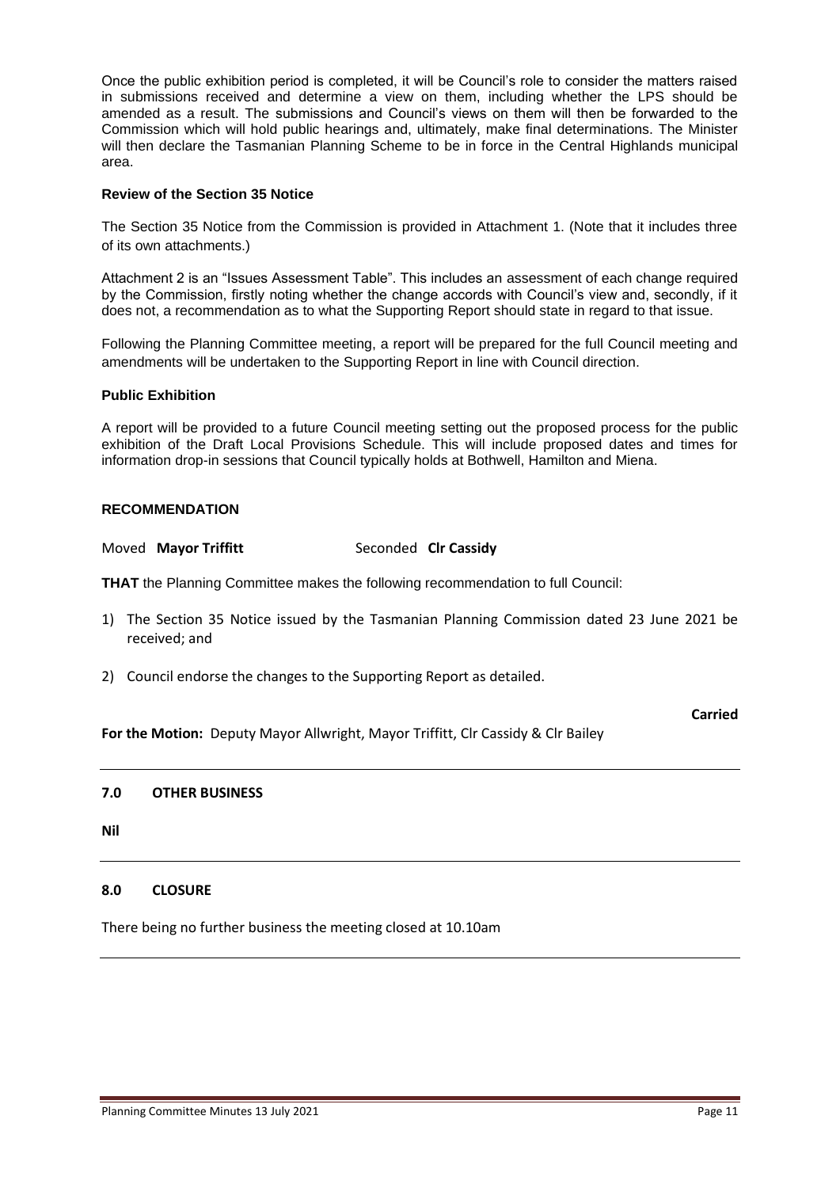Once the public exhibition period is completed, it will be Council's role to consider the matters raised in submissions received and determine a view on them, including whether the LPS should be amended as a result. The submissions and Council's views on them will then be forwarded to the Commission which will hold public hearings and, ultimately, make final determinations. The Minister will then declare the Tasmanian Planning Scheme to be in force in the Central Highlands municipal area.

**Review of the Section 35 Notice**

The Section 35 Notice from the Commission is provided in Attachment 1. (Note that it includes three of its own attachments.)

Attachment 2 is an "Issues Assessment Table". This includes an assessment of each change required by the Commission, firstly noting whether the change accords with Council's view and, secondly, if it does not, a recommendation as to what the Supporting Report should state in regard to that issue.

Following the Planning Committee meeting, a report will be prepared for the full Council meeting and amendments will be undertaken to the Supporting Report in line with Council direction.

**Public Exhibition**

A report will be provided to a future Council meeting setting out the proposed process for the public exhibition of the Draft Local Provisions Schedule. This will include proposed dates and times for information drop-in sessions that Council typically holds at Bothwell, Hamilton and Miena.

**RECOMMENDATION**

Moved **Mayor Triffitt** Seconded **Clr Cassidy**

**THAT** the Planning Committee makes the following recommendation to full Council:

1) The Section 35 Notice issued by the Tasmanian Planning Commission dated 23 June 2021 be received; and

2) Council endorse the changes to the Supporting Report as detailed.

**Carried**

**For the Motion:** Deputy Mayor Allwright, Mayor Triffitt, Clr Cassidy & Clr Bailey

---

**7.0 OTHER BUSINESS**

**Nil**

---

**8.0 CLOSURE**

There being no further business the meeting closed at 10.10am